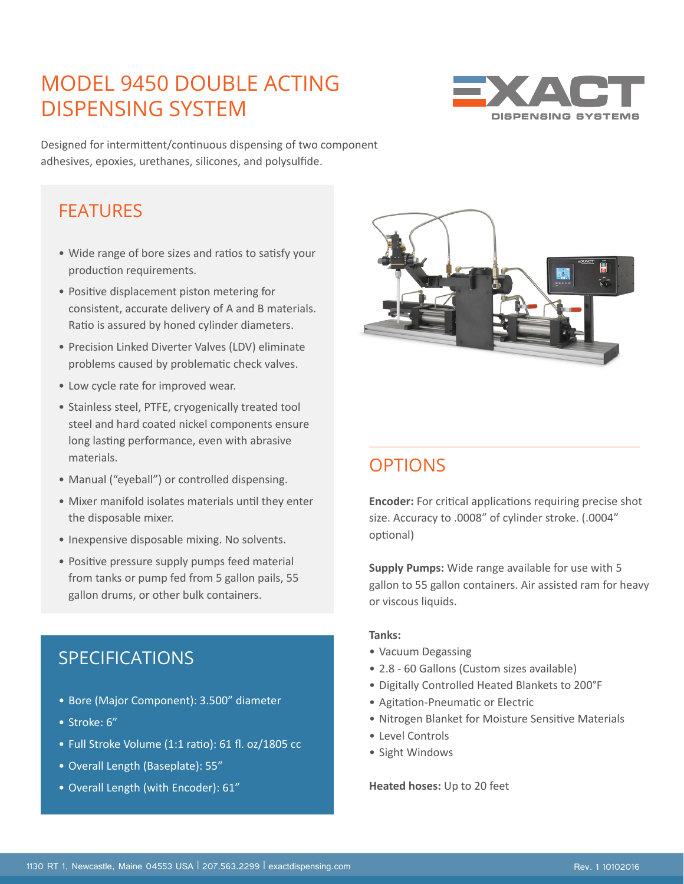# MODEL 9450 DOUBLE ACTING DISPENSING SYSTEM

Designed for intermittent/continuous dispensing of two component adhesives, epoxies, urethanes, silicones, and polysulfide.

## FEATURES

- Wide range of bore sizes and ratios to satisfy your production requirements.
- Positive displacement piston metering for consistent, accurate delivery of A and B materials. Ratio is assured by honed cylinder diameters.
- Precision Linked Diverter Valves (LDV) eliminate problems caused by problematic check valves.
- Low cycle rate for improved wear.
- Stainless steel, PTFE, cryogenically treated tool steel and hard coated nickel components ensure long lasting performance, even with abrasive materials.
- Manual ("eyeball") or controlled dispensing.
- Mixer manifold isolates materials until they enter the disposable mixer.
- Inexpensive disposable mixing. No solvents.
- Positive pressure supply pumps feed material from tanks or pump fed from 5 gallon pails, 55 gallon drums, or other bulk containers.

## SPECIFICATIONS

- Bore (Major Component): 3.500" diameter
- Stroke: 6"
- Full Stroke Volume (1:1 ratio): 61 fl. oz/1805 cc
- Overall Length (Baseplate): 55"
- Overall Length (with Encoder): 61"

## OPTIONS

**Encoder:** For critical applications requiring precise shot size. Accuracy to .0008" of cylinder stroke. (.0004" optional)

**Supply Pumps:** Wide range available for use with 5 gallon to 55 gallon containers. Air assisted ram for heavy or viscous liquids.

**Tanks:**

- Vacuum Degassing
- 2.8 - 60 Gallons (Custom sizes available)
- Digitally Controlled Heated Blankets to 200°F
- Agitation-Pneumatic or Electric
- Nitrogen Blanket for Moisture Sensitive Materials
- Level Controls
- Sight Windows

**Heated hoses:** Up to 20 feet

1130 RT 1, Newcastle, Maine 04553 USA | 207.563.2299 | exactdispensing.com

Rev. 1 10102016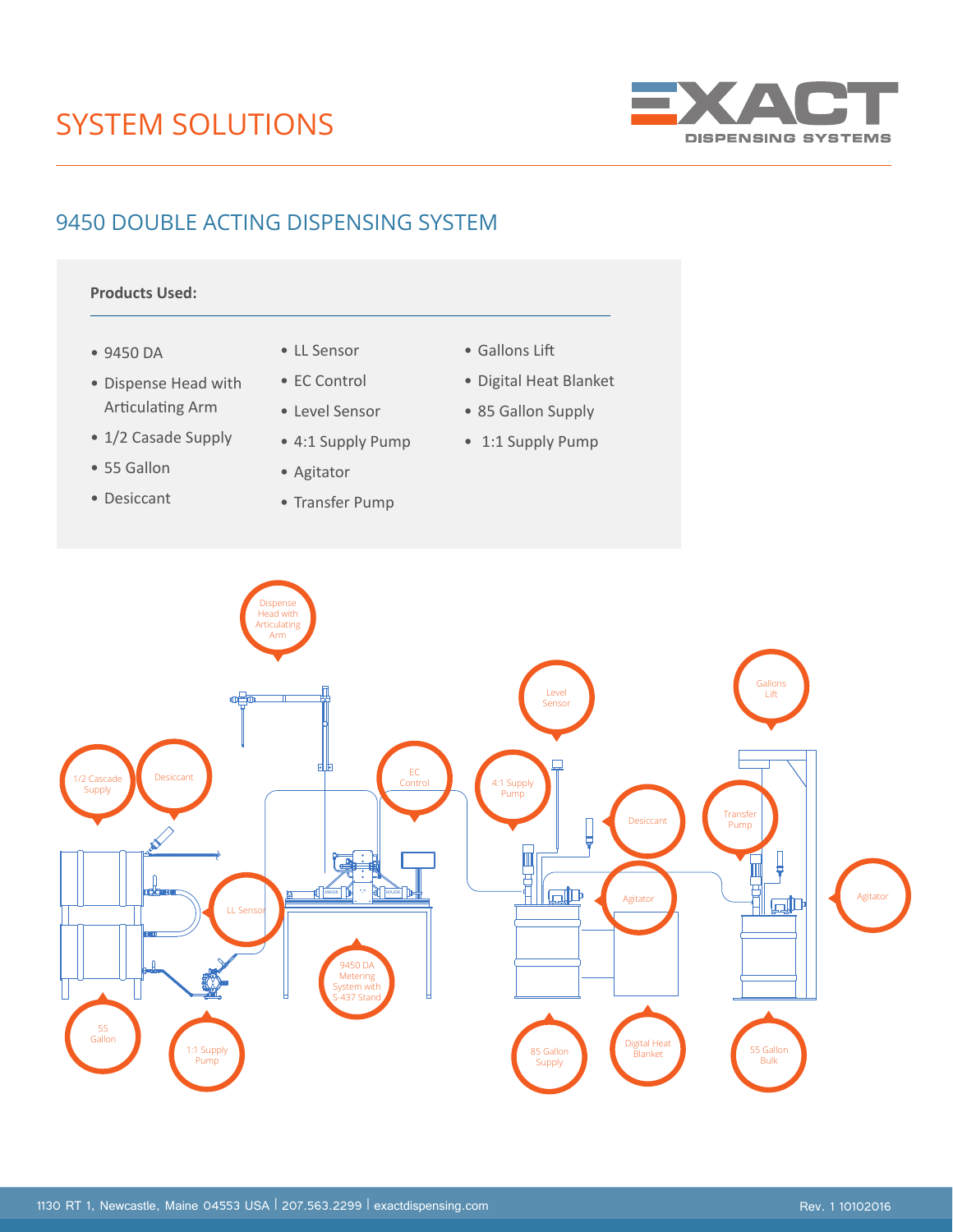# SYSTEM SOLUTIONS

## 9450 DOUBLE ACTING DISPENSING SYSTEM

**Products Used:**

- 9450 DA
- Dispense Head with Articulating Arm
- 1/2 Casade Supply
- 55 Gallon
- Desiccant
- LL Sensor
- EC Control
- Level Sensor
- 4:1 Supply Pump
- Agitator
- Transfer Pump
- Gallons Lift
- Digital Heat Blanket
- 85 Gallon Supply
- 1:1 Supply Pump

Dispense Head with Articulating Arm

Level Sensor

Gallons Lift

1/2 Cascade Supply

Desiccant

EC Control

4:1 Supply Pump

Desiccant

Transfer Pump

LL Sensor

Agitator

Agitator

9450 DA Metering System with S-437 Stand

55 Gallon

1:1 Supply Pump

85 Gallon Supply

Digital Heat Blanket

55 Gallon Bulk

1130 RT 1, Newcastle, Maine 04553 USA | 207.563.2299 | exactdispensing.com

Rev. 1 10102016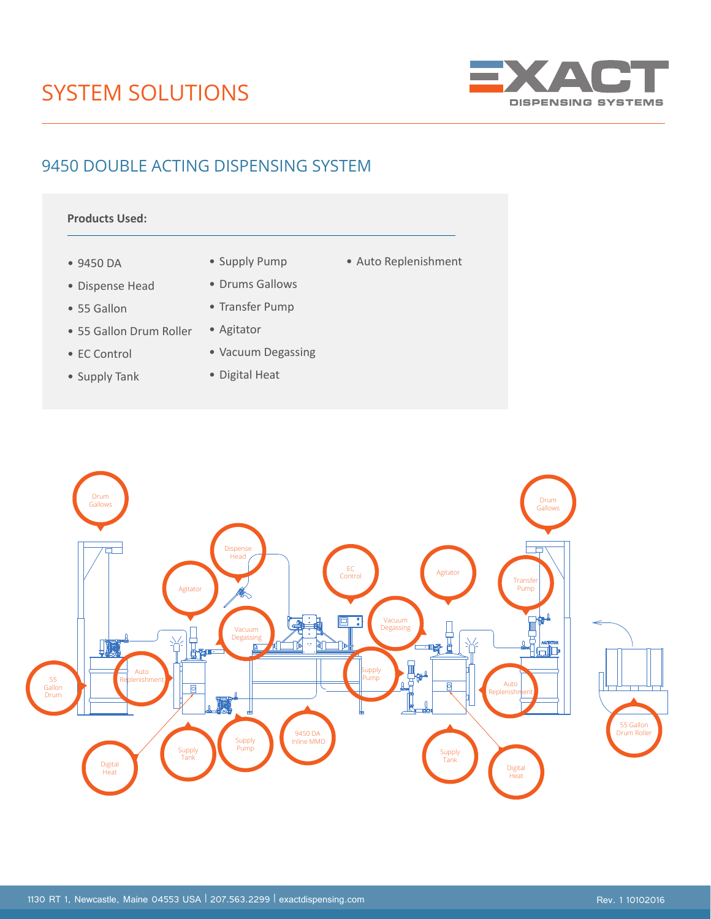# SYSTEM SOLUTIONS

EXACT DISPENSING SYSTEMS

## 9450 DOUBLE ACTING DISPENSING SYSTEM

**Products Used:**

- 9450 DA
- Dispense Head
- 55 Gallon
- 55 Gallon Drum Roller
- EC Control
- Supply Tank
- Supply Pump
- Drums Gallows
- Transfer Pump
- Agitator
- Vacuum Degassing
- Digital Heat
- Auto Replenishment

Drum Gallows
Drum Gallows
Dispense Head
EC Control
Agitator
Agitator
Transfer Pump
Vacuum Degassing
Vacuum Degassing
55 Gallon Drum
Auto Replenishment
Supply Pump
Auto Replenishment
55 Gallon Drum Roller
Supply Tank
Supply Pump
9450 DA Inline MMD
Supply Tank
Digital Heat
Digital Heat

1130 RT 1, Newcastle, Maine 04553 USA | 207.563.2299 | exactdispensing.com

Rev. 1 10102016